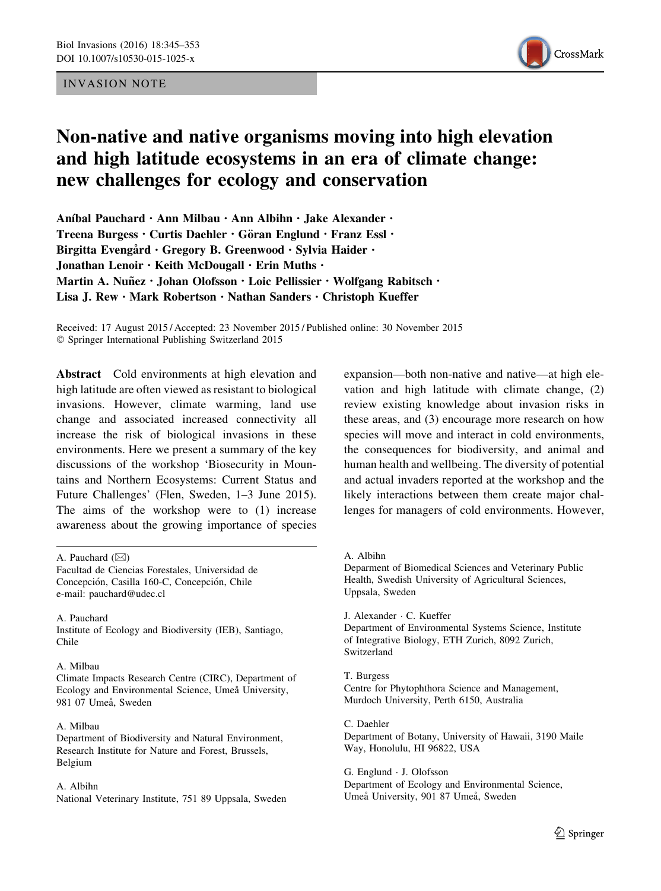INVASION NOTE

# Non-native and native organisms moving into high elevation and high latitude ecosystems in an era of climate change: new challenges for ecology and conservation

Aníbal Pauchard · Ann Milbau · Ann Albihn · Jake Alexander · Treena Burgess · Curtis Daehler · Göran Englund · Franz Essl · Birgitta Evengård · Gregory B. Greenwood · Sylvia Haider · Jonathan Lenoir · Keith McDougall · Erin Muths · Martin A. Nuñez · Johan Olofsson · Loic Pellissier · Wolfgang Rabitsch · Lisa J. Rew · Mark Robertson · Nathan Sanders · Christoph Kueffer

Received: 17 August 2015 / Accepted: 23 November 2015 / Published online: 30 November 2015
© Springer International Publishing Switzerland 2015

**Abstract** Cold environments at high elevation and high latitude are often viewed as resistant to biological invasions. However, climate warming, land use change and associated increased connectivity all increase the risk of biological invasions in these environments. Here we present a summary of the key discussions of the workshop 'Biosecurity in Mountains and Northern Ecosystems: Current Status and Future Challenges' (Flen, Sweden, 1–3 June 2015). The aims of the workshop were to (1) increase awareness about the growing importance of species expansion—both non-native and native—at high elevation and high latitude with climate change, (2) review existing knowledge about invasion risks in these areas, and (3) encourage more research on how species will move and interact in cold environments, the consequences for biodiversity, and animal and human health and wellbeing. The diversity of potential and actual invaders reported at the workshop and the likely interactions between them create major challenges for managers of cold environments. However,

A. Pauchard (✉)
Facultad de Ciencias Forestales, Universidad de Concepción, Casilla 160-C, Concepción, Chile
e-mail: pauchard@udec.cl

A. Pauchard
Institute of Ecology and Biodiversity (IEB), Santiago, Chile

A. Milbau
Climate Impacts Research Centre (CIRC), Department of Ecology and Environmental Science, Umeå University, 981 07 Umeå, Sweden

A. Milbau
Department of Biodiversity and Natural Environment, Research Institute for Nature and Forest, Brussels, Belgium

A. Albihn
National Veterinary Institute, 751 89 Uppsala, Sweden

A. Albihn
Deparment of Biomedical Sciences and Veterinary Public Health, Swedish University of Agricultural Sciences, Uppsala, Sweden

J. Alexander · C. Kueffer
Department of Environmental Systems Science, Institute of Integrative Biology, ETH Zurich, 8092 Zurich, Switzerland

T. Burgess
Centre for Phytophthora Science and Management, Murdoch University, Perth 6150, Australia

C. Daehler
Department of Botany, University of Hawaii, 3190 Maile Way, Honolulu, HI 96822, USA

G. Englund · J. Olofsson
Department of Ecology and Environmental Science, Umeå University, 901 87 Umeå, Sweden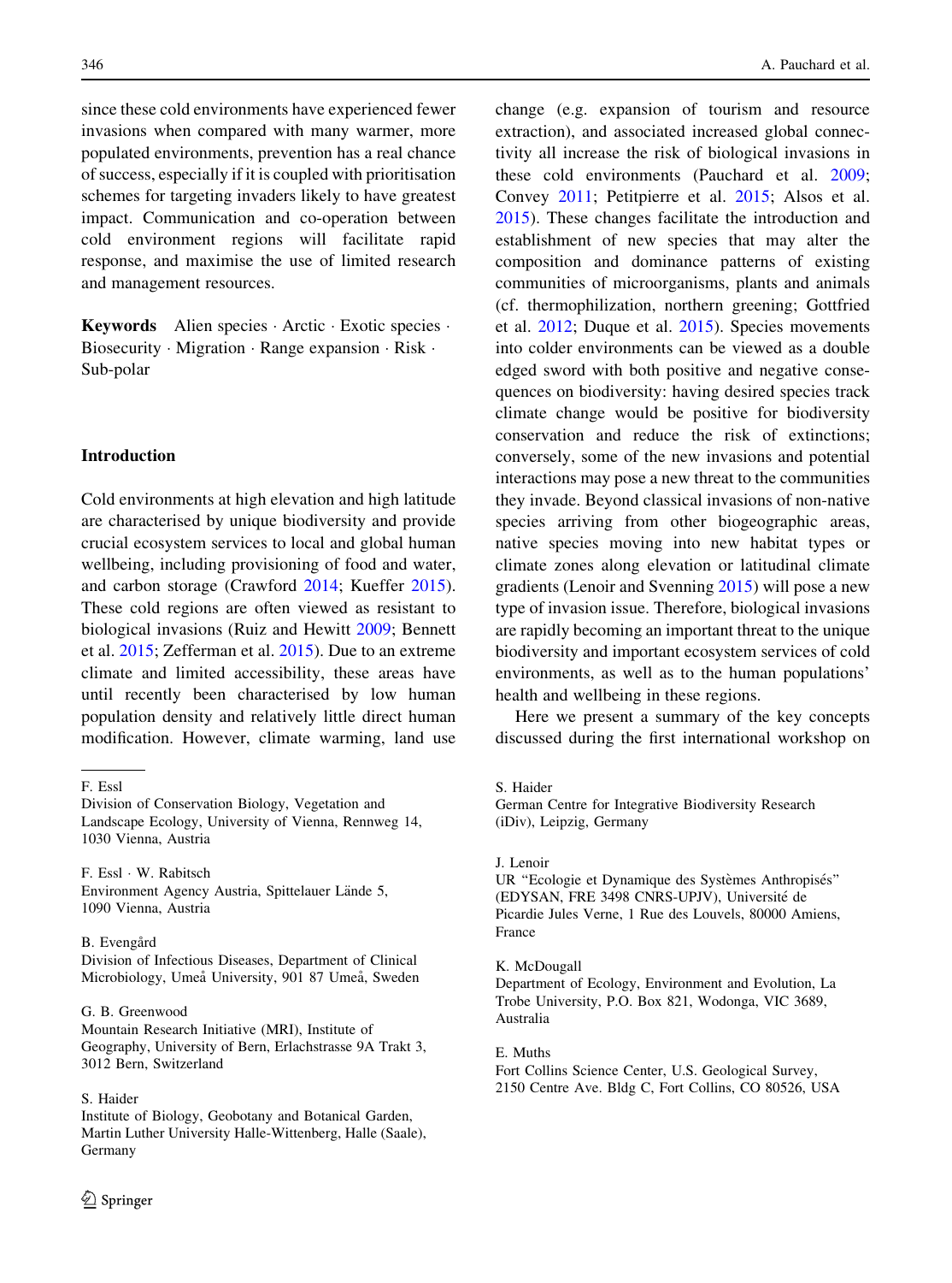since these cold environments have experienced fewer invasions when compared with many warmer, more populated environments, prevention has a real chance of success, especially if it is coupled with prioritisation schemes for targeting invaders likely to have greatest impact. Communication and co-operation between cold environment regions will facilitate rapid response, and maximise the use of limited research and management resources.

**Keywords** Alien species · Arctic · Exotic species · Biosecurity · Migration · Range expansion · Risk · Sub-polar

## Introduction

Cold environments at high elevation and high latitude are characterised by unique biodiversity and provide crucial ecosystem services to local and global human wellbeing, including provisioning of food and water, and carbon storage (Crawford 2014; Kueffer 2015). These cold regions are often viewed as resistant to biological invasions (Ruiz and Hewitt 2009; Bennett et al. 2015; Zefferman et al. 2015). Due to an extreme climate and limited accessibility, these areas have until recently been characterised by low human population density and relatively little direct human modification. However, climate warming, land use change (e.g. expansion of tourism and resource extraction), and associated increased global connectivity all increase the risk of biological invasions in these cold environments (Pauchard et al. 2009; Convey 2011; Petitpierre et al. 2015; Alsos et al. 2015). These changes facilitate the introduction and establishment of new species that may alter the composition and dominance patterns of existing communities of microorganisms, plants and animals (cf. thermophilization, northern greening; Gottfried et al. 2012; Duque et al. 2015). Species movements into colder environments can be viewed as a double edged sword with both positive and negative consequences on biodiversity: having desired species track climate change would be positive for biodiversity conservation and reduce the risk of extinctions; conversely, some of the new invasions and potential interactions may pose a new threat to the communities they invade. Beyond classical invasions of non-native species arriving from other biogeographic areas, native species moving into new habitat types or climate zones along elevation or latitudinal climate gradients (Lenoir and Svenning 2015) will pose a new type of invasion issue. Therefore, biological invasions are rapidly becoming an important threat to the unique biodiversity and important ecosystem services of cold environments, as well as to the human populations' health and wellbeing in these regions.

Here we present a summary of the key concepts discussed during the first international workshop on

---

F. Essl
Division of Conservation Biology, Vegetation and Landscape Ecology, University of Vienna, Rennweg 14, 1030 Vienna, Austria

F. Essl · W. Rabitsch
Environment Agency Austria, Spittelauer Lände 5, 1090 Vienna, Austria

B. Evengård
Division of Infectious Diseases, Department of Clinical Microbiology, Umeå University, 901 87 Umeå, Sweden

G. B. Greenwood
Mountain Research Initiative (MRI), Institute of Geography, University of Bern, Erlachstrasse 9A Trakt 3, 3012 Bern, Switzerland

S. Haider
Institute of Biology, Geobotany and Botanical Garden, Martin Luther University Halle-Wittenberg, Halle (Saale), Germany

S. Haider
German Centre for Integrative Biodiversity Research (iDiv), Leipzig, Germany

J. Lenoir
UR "Ecologie et Dynamique des Systèmes Anthropisés" (EDYSAN, FRE 3498 CNRS-UPJV), Université de Picardie Jules Verne, 1 Rue des Louvels, 80000 Amiens, France

K. McDougall
Department of Ecology, Environment and Evolution, La Trobe University, P.O. Box 821, Wodonga, VIC 3689, Australia

E. Muths
Fort Collins Science Center, U.S. Geological Survey, 2150 Centre Ave. Bldg C, Fort Collins, CO 80526, USA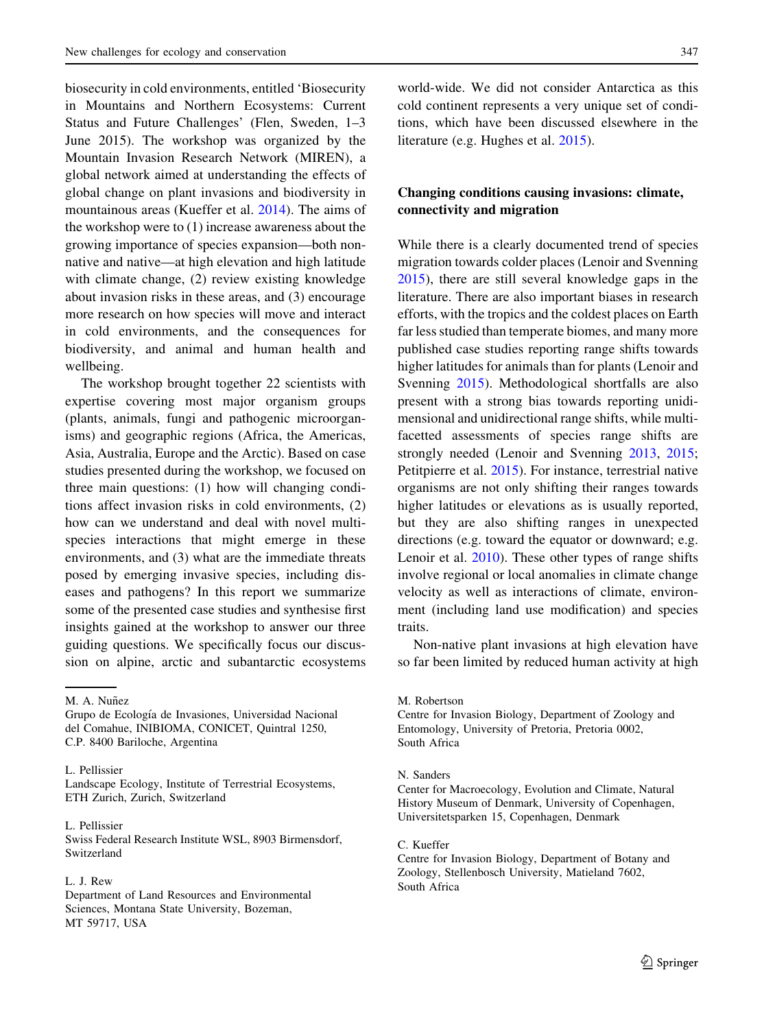biosecurity in cold environments, entitled 'Biosecurity in Mountains and Northern Ecosystems: Current Status and Future Challenges' (Flen, Sweden, 1–3 June 2015). The workshop was organized by the Mountain Invasion Research Network (MIREN), a global network aimed at understanding the effects of global change on plant invasions and biodiversity in mountainous areas (Kueffer et al. 2014). The aims of the workshop were to (1) increase awareness about the growing importance of species expansion—both non-native and native—at high elevation and high latitude with climate change, (2) review existing knowledge about invasion risks in these areas, and (3) encourage more research on how species will move and interact in cold environments, and the consequences for biodiversity, and animal and human health and wellbeing.

The workshop brought together 22 scientists with expertise covering most major organism groups (plants, animals, fungi and pathogenic microorganisms) and geographic regions (Africa, the Americas, Asia, Australia, Europe and the Arctic). Based on case studies presented during the workshop, we focused on three main questions: (1) how will changing conditions affect invasion risks in cold environments, (2) how can we understand and deal with novel multi-species interactions that might emerge in these environments, and (3) what are the immediate threats posed by emerging invasive species, including diseases and pathogens? In this report we summarize some of the presented case studies and synthesise first insights gained at the workshop to answer our three guiding questions. We specifically focus our discussion on alpine, arctic and subantarctic ecosystems world-wide. We did not consider Antarctica as this cold continent represents a very unique set of conditions, which have been discussed elsewhere in the literature (e.g. Hughes et al. 2015).

## Changing conditions causing invasions: climate, connectivity and migration

While there is a clearly documented trend of species migration towards colder places (Lenoir and Svenning 2015), there are still several knowledge gaps in the literature. There are also important biases in research efforts, with the tropics and the coldest places on Earth far less studied than temperate biomes, and many more published case studies reporting range shifts towards higher latitudes for animals than for plants (Lenoir and Svenning 2015). Methodological shortfalls are also present with a strong bias towards reporting unidimensional and unidirectional range shifts, while multi-facetted assessments of species range shifts are strongly needed (Lenoir and Svenning 2013, 2015; Petitpierre et al. 2015). For instance, terrestrial native organisms are not only shifting their ranges towards higher latitudes or elevations as is usually reported, but they are also shifting ranges in unexpected directions (e.g. toward the equator or downward; e.g. Lenoir et al. 2010). These other types of range shifts involve regional or local anomalies in climate change velocity as well as interactions of climate, environment (including land use modification) and species traits.

Non-native plant invasions at high elevation have so far been limited by reduced human activity at high

M. A. Nuñez
Grupo de Ecología de Invasiones, Universidad Nacional del Comahue, INIBIOMA, CONICET, Quintral 1250, C.P. 8400 Bariloche, Argentina

L. Pellissier
Landscape Ecology, Institute of Terrestrial Ecosystems, ETH Zurich, Zurich, Switzerland

L. Pellissier
Swiss Federal Research Institute WSL, 8903 Birmensdorf, Switzerland

L. J. Rew
Department of Land Resources and Environmental Sciences, Montana State University, Bozeman, MT 59717, USA

M. Robertson
Centre for Invasion Biology, Department of Zoology and Entomology, University of Pretoria, Pretoria 0002, South Africa

N. Sanders
Center for Macroecology, Evolution and Climate, Natural History Museum of Denmark, University of Copenhagen, Universitetsparken 15, Copenhagen, Denmark

C. Kueffer
Centre for Invasion Biology, Department of Botany and Zoology, Stellenbosch University, Matieland 7602, South Africa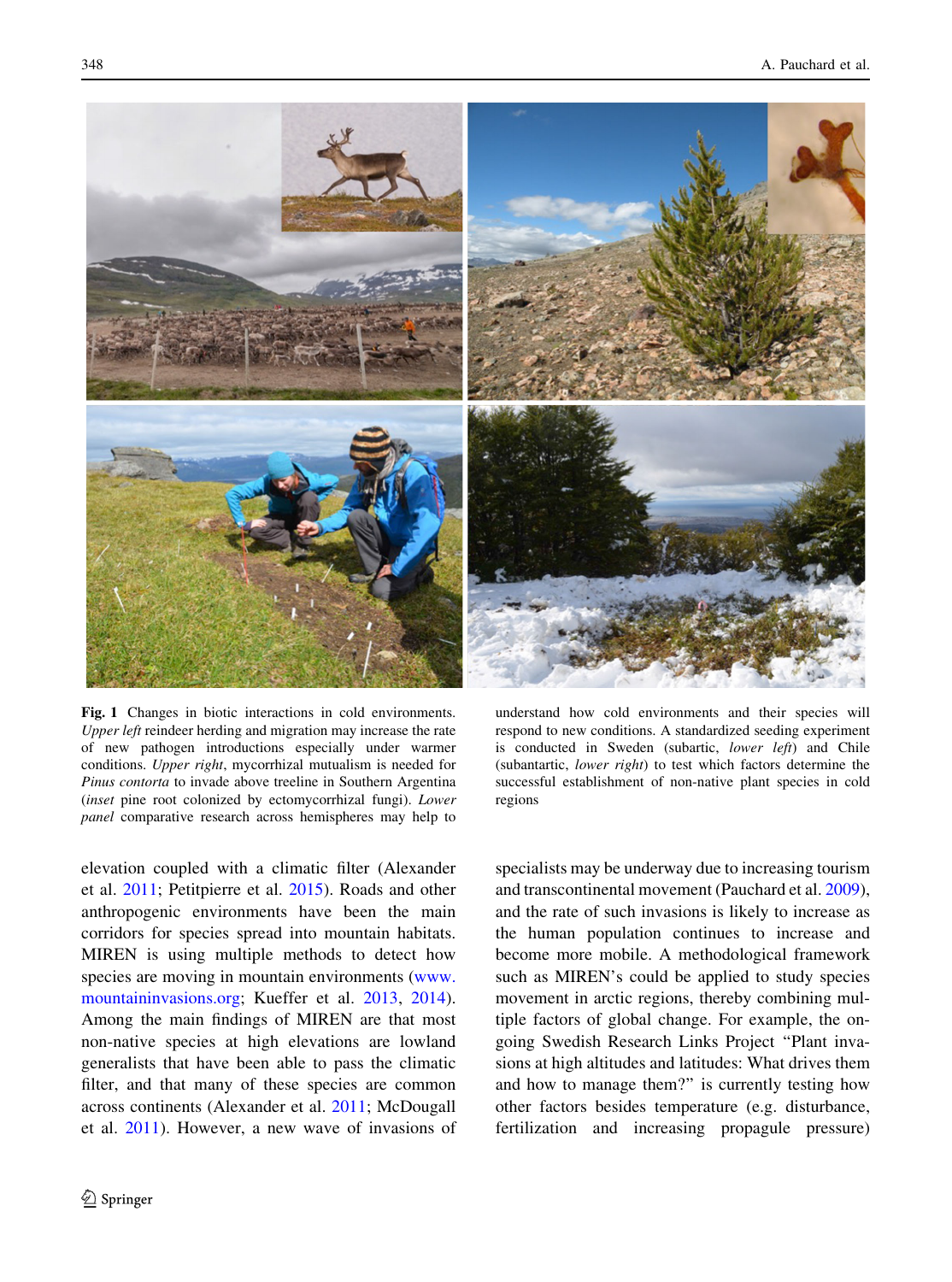**Fig. 1** Changes in biotic interactions in cold environments. *Upper left* reindeer herding and migration may increase the rate of new pathogen introductions especially under warmer conditions. *Upper right*, mycorrhizal mutualism is needed for *Pinus contorta* to invade above treeline in Southern Argentina (*inset* pine root colonized by ectomycorrhizal fungi). *Lower panel* comparative research across hemispheres may help to understand how cold environments and their species will respond to new conditions. A standardized seeding experiment is conducted in Sweden (subartic, *lower left*) and Chile (subantartic, *lower right*) to test which factors determine the successful establishment of non-native plant species in cold regions

elevation coupled with a climatic filter (Alexander et al. 2011; Petitpierre et al. 2015). Roads and other anthropogenic environments have been the main corridors for species spread into mountain habitats. MIREN is using multiple methods to detect how species are moving in mountain environments (www.mountaininvasions.org; Kueffer et al. 2013, 2014). Among the main findings of MIREN are that most non-native species at high elevations are lowland generalists that have been able to pass the climatic filter, and that many of these species are common across continents (Alexander et al. 2011; McDougall et al. 2011). However, a new wave of invasions of specialists may be underway due to increasing tourism and transcontinental movement (Pauchard et al. 2009), and the rate of such invasions is likely to increase as the human population continues to increase and become more mobile. A methodological framework such as MIREN's could be applied to study species movement in arctic regions, thereby combining multiple factors of global change. For example, the ongoing Swedish Research Links Project "Plant invasions at high altitudes and latitudes: What drives them and how to manage them?" is currently testing how other factors besides temperature (e.g. disturbance, fertilization and increasing propagule pressure)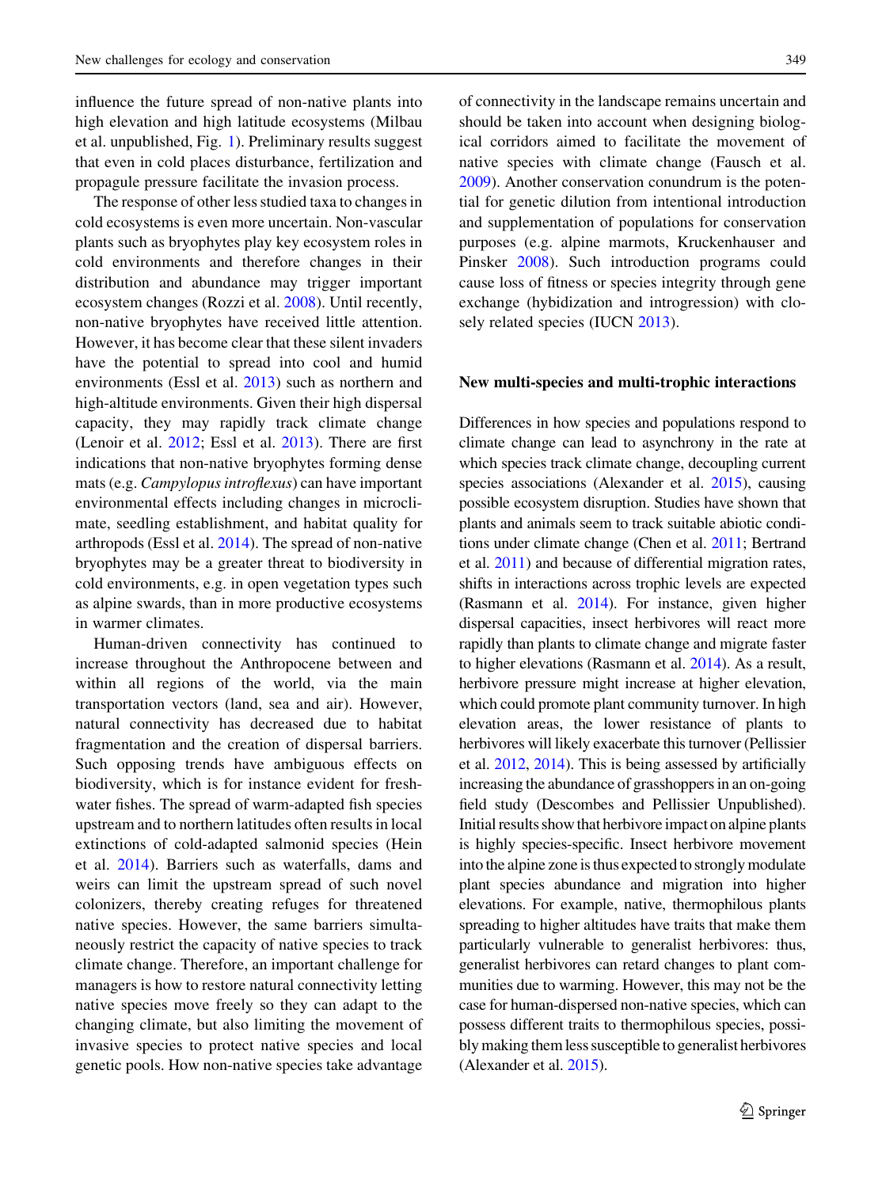influence the future spread of non-native plants into high elevation and high latitude ecosystems (Milbau et al. unpublished, Fig. 1). Preliminary results suggest that even in cold places disturbance, fertilization and propagule pressure facilitate the invasion process.

The response of other less studied taxa to changes in cold ecosystems is even more uncertain. Non-vascular plants such as bryophytes play key ecosystem roles in cold environments and therefore changes in their distribution and abundance may trigger important ecosystem changes (Rozzi et al. 2008). Until recently, non-native bryophytes have received little attention. However, it has become clear that these silent invaders have the potential to spread into cool and humid environments (Essl et al. 2013) such as northern and high-altitude environments. Given their high dispersal capacity, they may rapidly track climate change (Lenoir et al. 2012; Essl et al. 2013). There are first indications that non-native bryophytes forming dense mats (e.g. *Campylopus introflexus*) can have important environmental effects including changes in microclimate, seedling establishment, and habitat quality for arthropods (Essl et al. 2014). The spread of non-native bryophytes may be a greater threat to biodiversity in cold environments, e.g. in open vegetation types such as alpine swards, than in more productive ecosystems in warmer climates.

Human-driven connectivity has continued to increase throughout the Anthropocene between and within all regions of the world, via the main transportation vectors (land, sea and air). However, natural connectivity has decreased due to habitat fragmentation and the creation of dispersal barriers. Such opposing trends have ambiguous effects on biodiversity, which is for instance evident for freshwater fishes. The spread of warm-adapted fish species upstream and to northern latitudes often results in local extinctions of cold-adapted salmonid species (Hein et al. 2014). Barriers such as waterfalls, dams and weirs can limit the upstream spread of such novel colonizers, thereby creating refuges for threatened native species. However, the same barriers simultaneously restrict the capacity of native species to track climate change. Therefore, an important challenge for managers is how to restore natural connectivity letting native species move freely so they can adapt to the changing climate, but also limiting the movement of invasive species to protect native species and local genetic pools. How non-native species take advantage of connectivity in the landscape remains uncertain and should be taken into account when designing biological corridors aimed to facilitate the movement of native species with climate change (Fausch et al. 2009). Another conservation conundrum is the potential for genetic dilution from intentional introduction and supplementation of populations for conservation purposes (e.g. alpine marmots, Kruckenhauser and Pinsker 2008). Such introduction programs could cause loss of fitness or species integrity through gene exchange (hybidization and introgression) with closely related species (IUCN 2013).

## New multi-species and multi-trophic interactions

Differences in how species and populations respond to climate change can lead to asynchrony in the rate at which species track climate change, decoupling current species associations (Alexander et al. 2015), causing possible ecosystem disruption. Studies have shown that plants and animals seem to track suitable abiotic conditions under climate change (Chen et al. 2011; Bertrand et al. 2011) and because of differential migration rates, shifts in interactions across trophic levels are expected (Rasmann et al. 2014). For instance, given higher dispersal capacities, insect herbivores will react more rapidly than plants to climate change and migrate faster to higher elevations (Rasmann et al. 2014). As a result, herbivore pressure might increase at higher elevation, which could promote plant community turnover. In high elevation areas, the lower resistance of plants to herbivores will likely exacerbate this turnover (Pellissier et al. 2012, 2014). This is being assessed by artificially increasing the abundance of grasshoppers in an on-going field study (Descombes and Pellissier Unpublished). Initial results show that herbivore impact on alpine plants is highly species-specific. Insect herbivore movement into the alpine zone is thus expected to strongly modulate plant species abundance and migration into higher elevations. For example, native, thermophilous plants spreading to higher altitudes have traits that make them particularly vulnerable to generalist herbivores: thus, generalist herbivores can retard changes to plant communities due to warming. However, this may not be the case for human-dispersed non-native species, which can possess different traits to thermophilous species, possibly making them less susceptible to generalist herbivores (Alexander et al. 2015).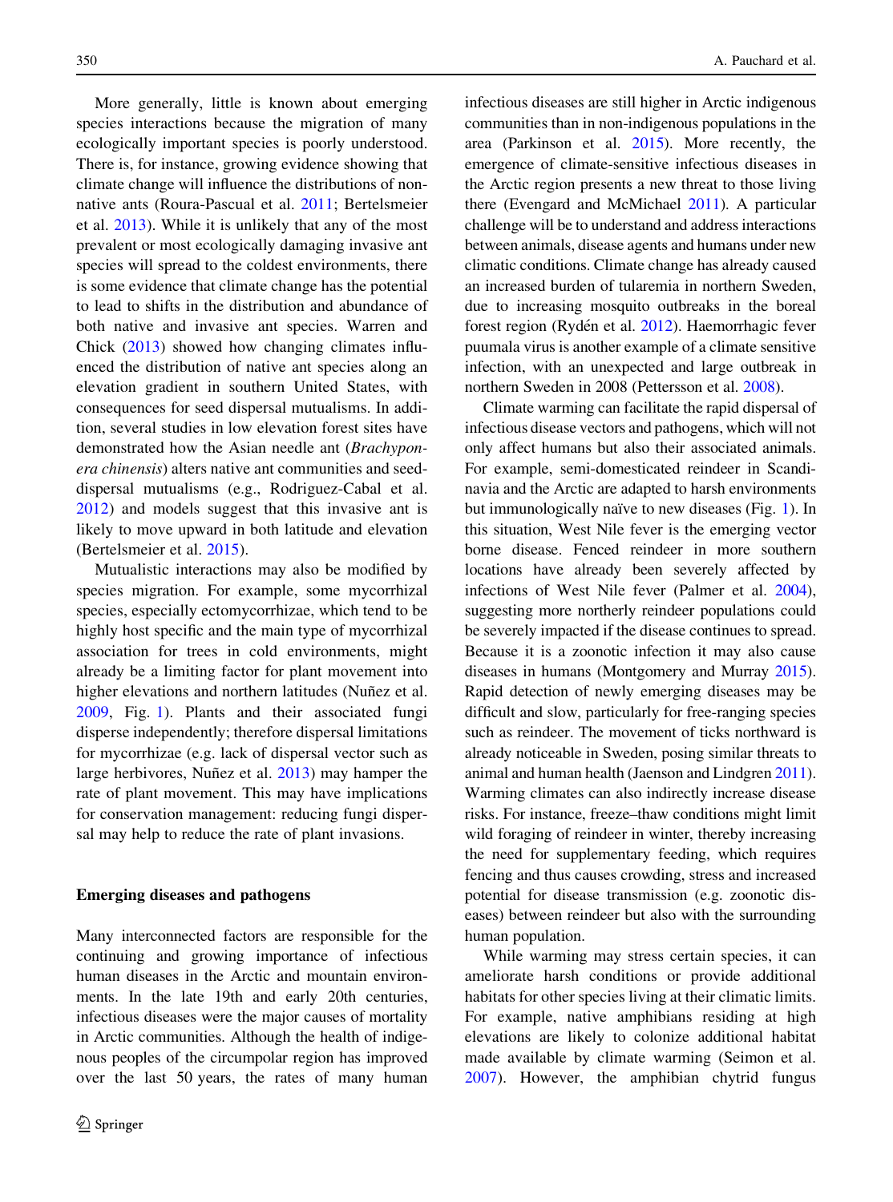More generally, little is known about emerging species interactions because the migration of many ecologically important species is poorly understood. There is, for instance, growing evidence showing that climate change will influence the distributions of non-native ants (Roura-Pascual et al. 2011; Bertelsmeier et al. 2013). While it is unlikely that any of the most prevalent or most ecologically damaging invasive ant species will spread to the coldest environments, there is some evidence that climate change has the potential to lead to shifts in the distribution and abundance of both native and invasive ant species. Warren and Chick (2013) showed how changing climates influenced the distribution of native ant species along an elevation gradient in southern United States, with consequences for seed dispersal mutualisms. In addition, several studies in low elevation forest sites have demonstrated how the Asian needle ant (*Brachyponera chinensis*) alters native ant communities and seed-dispersal mutualisms (e.g., Rodriguez-Cabal et al. 2012) and models suggest that this invasive ant is likely to move upward in both latitude and elevation (Bertelsmeier et al. 2015).

Mutualistic interactions may also be modified by species migration. For example, some mycorrhizal species, especially ectomycorrhizae, which tend to be highly host specific and the main type of mycorrhizal association for trees in cold environments, might already be a limiting factor for plant movement into higher elevations and northern latitudes (Nuñez et al. 2009, Fig. 1). Plants and their associated fungi disperse independently; therefore dispersal limitations for mycorrhizae (e.g. lack of dispersal vector such as large herbivores, Nuñez et al. 2013) may hamper the rate of plant movement. This may have implications for conservation management: reducing fungi dispersal may help to reduce the rate of plant invasions.

## Emerging diseases and pathogens

Many interconnected factors are responsible for the continuing and growing importance of infectious human diseases in the Arctic and mountain environments. In the late 19th and early 20th centuries, infectious diseases were the major causes of mortality in Arctic communities. Although the health of indigenous peoples of the circumpolar region has improved over the last 50 years, the rates of many human infectious diseases are still higher in Arctic indigenous communities than in non-indigenous populations in the area (Parkinson et al. 2015). More recently, the emergence of climate-sensitive infectious diseases in the Arctic region presents a new threat to those living there (Evengard and McMichael 2011). A particular challenge will be to understand and address interactions between animals, disease agents and humans under new climatic conditions. Climate change has already caused an increased burden of tularemia in northern Sweden, due to increasing mosquito outbreaks in the boreal forest region (Rydén et al. 2012). Haemorrhagic fever puumala virus is another example of a climate sensitive infection, with an unexpected and large outbreak in northern Sweden in 2008 (Pettersson et al. 2008).

Climate warming can facilitate the rapid dispersal of infectious disease vectors and pathogens, which will not only affect humans but also their associated animals. For example, semi-domesticated reindeer in Scandinavia and the Arctic are adapted to harsh environments but immunologically naïve to new diseases (Fig. 1). In this situation, West Nile fever is the emerging vector borne disease. Fenced reindeer in more southern locations have already been severely affected by infections of West Nile fever (Palmer et al. 2004), suggesting more northerly reindeer populations could be severely impacted if the disease continues to spread. Because it is a zoonotic infection it may also cause diseases in humans (Montgomery and Murray 2015). Rapid detection of newly emerging diseases may be difficult and slow, particularly for free-ranging species such as reindeer. The movement of ticks northward is already noticeable in Sweden, posing similar threats to animal and human health (Jaenson and Lindgren 2011). Warming climates can also indirectly increase disease risks. For instance, freeze–thaw conditions might limit wild foraging of reindeer in winter, thereby increasing the need for supplementary feeding, which requires fencing and thus causes crowding, stress and increased potential for disease transmission (e.g. zoonotic diseases) between reindeer but also with the surrounding human population.

While warming may stress certain species, it can ameliorate harsh conditions or provide additional habitats for other species living at their climatic limits. For example, native amphibians residing at high elevations are likely to colonize additional habitat made available by climate warming (Seimon et al. 2007). However, the amphibian chytrid fungus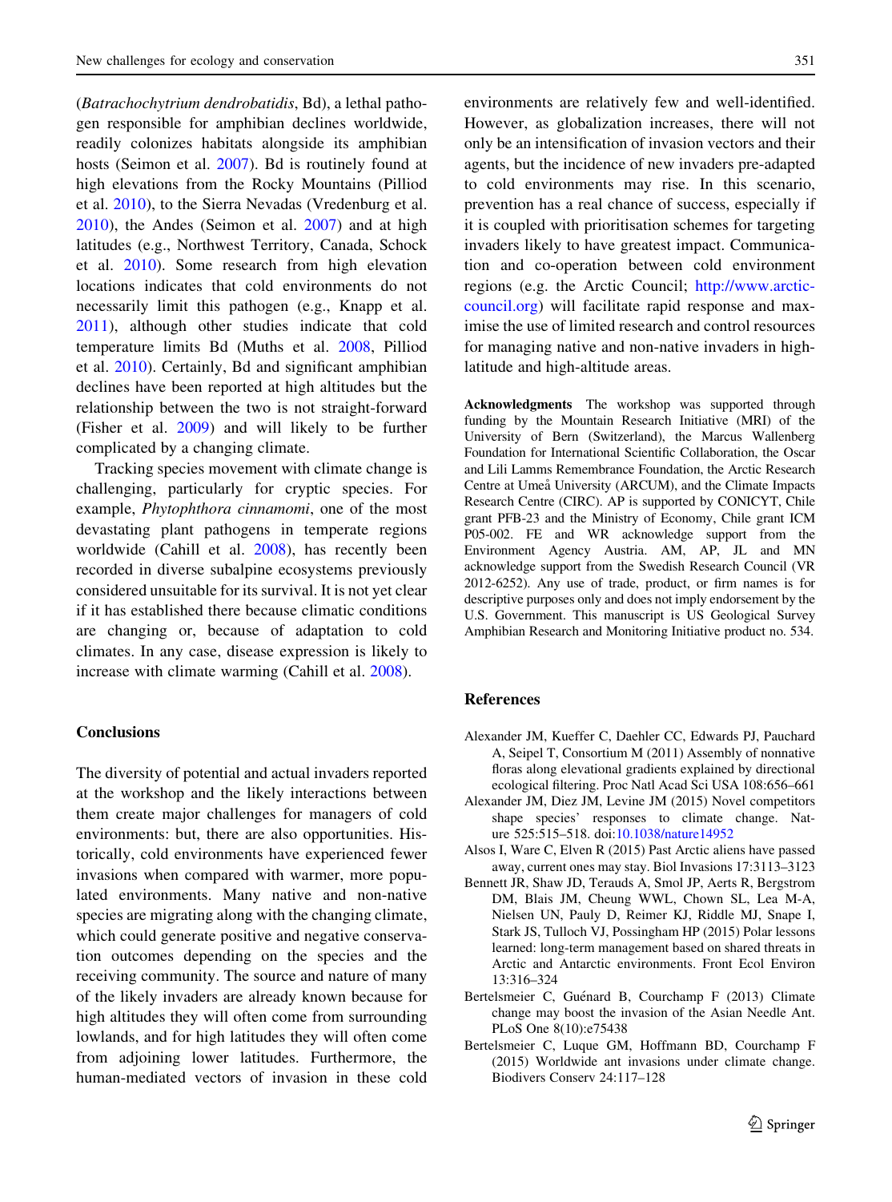(*Batrachochytrium dendrobatidis*, Bd), a lethal pathogen responsible for amphibian declines worldwide, readily colonizes habitats alongside its amphibian hosts (Seimon et al. 2007). Bd is routinely found at high elevations from the Rocky Mountains (Pilliod et al. 2010), to the Sierra Nevadas (Vredenburg et al. 2010), the Andes (Seimon et al. 2007) and at high latitudes (e.g., Northwest Territory, Canada, Schock et al. 2010). Some research from high elevation locations indicates that cold environments do not necessarily limit this pathogen (e.g., Knapp et al. 2011), although other studies indicate that cold temperature limits Bd (Muths et al. 2008, Pilliod et al. 2010). Certainly, Bd and significant amphibian declines have been reported at high altitudes but the relationship between the two is not straight-forward (Fisher et al. 2009) and will likely to be further complicated by a changing climate.

Tracking species movement with climate change is challenging, particularly for cryptic species. For example, *Phytophthora cinnamomi*, one of the most devastating plant pathogens in temperate regions worldwide (Cahill et al. 2008), has recently been recorded in diverse subalpine ecosystems previously considered unsuitable for its survival. It is not yet clear if it has established there because climatic conditions are changing or, because of adaptation to cold climates. In any case, disease expression is likely to increase with climate warming (Cahill et al. 2008).

## Conclusions

The diversity of potential and actual invaders reported at the workshop and the likely interactions between them create major challenges for managers of cold environments: but, there are also opportunities. Historically, cold environments have experienced fewer invasions when compared with warmer, more populated environments. Many native and non-native species are migrating along with the changing climate, which could generate positive and negative conservation outcomes depending on the species and the receiving community. The source and nature of many of the likely invaders are already known because for high altitudes they will often come from surrounding lowlands, and for high latitudes they will often come from adjoining lower latitudes. Furthermore, the human-mediated vectors of invasion in these cold environments are relatively few and well-identified. However, as globalization increases, there will not only be an intensification of invasion vectors and their agents, but the incidence of new invaders pre-adapted to cold environments may rise. In this scenario, prevention has a real chance of success, especially if it is coupled with prioritisation schemes for targeting invaders likely to have greatest impact. Communication and co-operation between cold environment regions (e.g. the Arctic Council; http://www.arctic-council.org) will facilitate rapid response and maximise the use of limited research and control resources for managing native and non-native invaders in high-latitude and high-altitude areas.

**Acknowledgments** The workshop was supported through funding by the Mountain Research Initiative (MRI) of the University of Bern (Switzerland), the Marcus Wallenberg Foundation for International Scientific Collaboration, the Oscar and Lili Lamms Remembrance Foundation, the Arctic Research Centre at Umeå University (ARCUM), and the Climate Impacts Research Centre (CIRC). AP is supported by CONICYT, Chile grant PFB-23 and the Ministry of Economy, Chile grant ICM P05-002. FE and WR acknowledge support from the Environment Agency Austria. AM, AP, JL and MN acknowledge support from the Swedish Research Council (VR 2012-6252). Any use of trade, product, or firm names is for descriptive purposes only and does not imply endorsement by the U.S. Government. This manuscript is US Geological Survey Amphibian Research and Monitoring Initiative product no. 534.

## References

Alexander JM, Kueffer C, Daehler CC, Edwards PJ, Pauchard A, Seipel T, Consortium M (2011) Assembly of nonnative floras along elevational gradients explained by directional ecological filtering. Proc Natl Acad Sci USA 108:656–661

Alexander JM, Diez JM, Levine JM (2015) Novel competitors shape species' responses to climate change. Nature 525:515–518. doi:10.1038/nature14952

Alsos I, Ware C, Elven R (2015) Past Arctic aliens have passed away, current ones may stay. Biol Invasions 17:3113–3123

Bennett JR, Shaw JD, Terauds A, Smol JP, Aerts R, Bergstrom DM, Blais JM, Cheung WWL, Chown SL, Lea M-A, Nielsen UN, Pauly D, Reimer KJ, Riddle MJ, Snape I, Stark JS, Tulloch VJ, Possingham HP (2015) Polar lessons learned: long-term management based on shared threats in Arctic and Antarctic environments. Front Ecol Environ 13:316–324

Bertelsmeier C, Guénard B, Courchamp F (2013) Climate change may boost the invasion of the Asian Needle Ant. PLoS One 8(10):e75438

Bertelsmeier C, Luque GM, Hoffmann BD, Courchamp F (2015) Worldwide ant invasions under climate change. Biodivers Conserv 24:117–128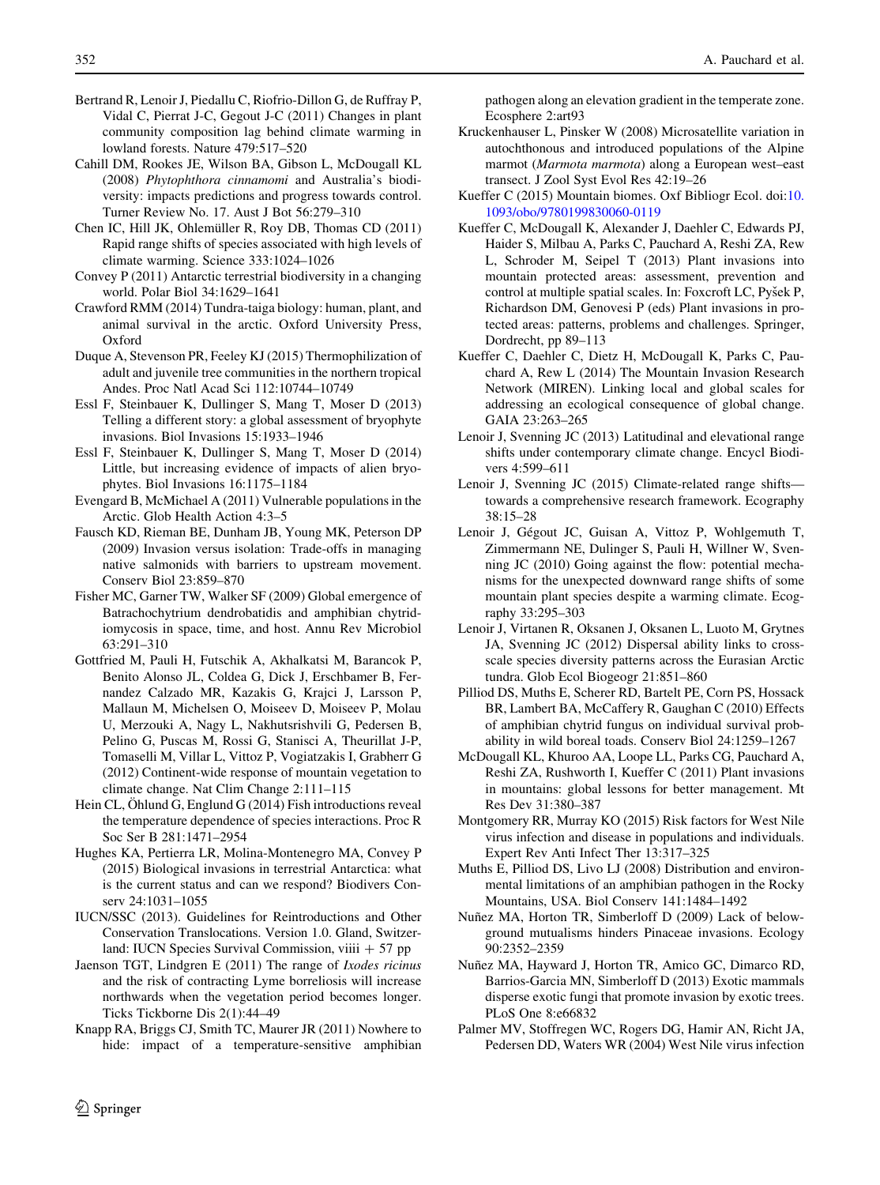Bertrand R, Lenoir J, Piedallu C, Riofrío-Dillon G, de Ruffray P, Vidal C, Pierrat J-C, Gegout J-C (2011) Changes in plant community composition lag behind climate warming in lowland forests. Nature 479:517–520

Cahill DM, Rookes JE, Wilson BA, Gibson L, McDougall KL (2008) *Phytophthora cinnamomi* and Australia's biodiversity: impacts predictions and progress towards control. Turner Review No. 17. Aust J Bot 56:279–310

Chen IC, Hill JK, Ohlemüller R, Roy DB, Thomas CD (2011) Rapid range shifts of species associated with high levels of climate warming. Science 333:1024–1026

Convey P (2011) Antarctic terrestrial biodiversity in a changing world. Polar Biol 34:1629–1641

Crawford RMM (2014) Tundra-taiga biology: human, plant, and animal survival in the arctic. Oxford University Press, Oxford

Duque A, Stevenson PR, Feeley KJ (2015) Thermophilization of adult and juvenile tree communities in the northern tropical Andes. Proc Natl Acad Sci 112:10744–10749

Essl F, Steinbauer K, Dullinger S, Mang T, Moser D (2013) Telling a different story: a global assessment of bryophyte invasions. Biol Invasions 15:1933–1946

Essl F, Steinbauer K, Dullinger S, Mang T, Moser D (2014) Little, but increasing evidence of impacts of alien bryophytes. Biol Invasions 16:1175–1184

Evengard B, McMichael A (2011) Vulnerable populations in the Arctic. Glob Health Action 4:3–5

Fausch KD, Rieman BE, Dunham JB, Young MK, Peterson DP (2009) Invasion versus isolation: Trade-offs in managing native salmonids with barriers to upstream movement. Conserv Biol 23:859–870

Fisher MC, Garner TW, Walker SF (2009) Global emergence of Batrachochytrium dendrobatidis and amphibian chytridiomycosis in space, time, and host. Annu Rev Microbiol 63:291–310

Gottfried M, Pauli H, Futschik A, Akhalkatsi M, Barancok P, Benito Alonso JL, Coldea G, Dick J, Erschbamer B, Fernandez Calzado MR, Kazakis G, Krajci J, Larsson P, Mallaun M, Michelsen O, Moiseev D, Moiseev P, Molau U, Merzouki A, Nagy L, Nakhutsrishvili G, Pedersen B, Pelino G, Puscas M, Rossi G, Stanisci A, Theurillat J-P, Tomaselli M, Villar L, Vittoz P, Vogiatzakis I, Grabherr G (2012) Continent-wide response of mountain vegetation to climate change. Nat Clim Change 2:111–115

Hein CL, Öhlund G, Englund G (2014) Fish introductions reveal the temperature dependence of species interactions. Proc R Soc Ser B 281:1471–2954

Hughes KA, Pertierra LR, Molina-Montenegro MA, Convey P (2015) Biological invasions in terrestrial Antarctica: what is the current status and can we respond? Biodivers Conserv 24:1031–1055

IUCN/SSC (2013). Guidelines for Reintroductions and Other Conservation Translocations. Version 1.0. Gland, Switzerland: IUCN Species Survival Commission, viiii + 57 pp

Jaenson TGT, Lindgren E (2011) The range of *Ixodes ricinus* and the risk of contracting Lyme borreliosis will increase northwards when the vegetation period becomes longer. Ticks Tickborne Dis 2(1):44–49

Knapp RA, Briggs CJ, Smith TC, Maurer JR (2011) Nowhere to hide: impact of a temperature-sensitive amphibian pathogen along an elevation gradient in the temperate zone. Ecosphere 2:art93

Kruckenhauser L, Pinsker W (2008) Microsatellite variation in autochthonous and introduced populations of the Alpine marmot (*Marmota marmota*) along a European west–east transect. J Zool Syst Evol Res 42:19–26

Kueffer C (2015) Mountain biomes. Oxf Bibliogr Ecol. doi:10.1093/obo/9780199830060-0119

Kueffer C, McDougall K, Alexander J, Daehler C, Edwards PJ, Haider S, Milbau A, Parks C, Pauchard A, Reshi ZA, Rew L, Schroder M, Seipel T (2013) Plant invasions into mountain protected areas: assessment, prevention and control at multiple spatial scales. In: Foxcroft LC, Pyšek P, Richardson DM, Genovesi P (eds) Plant invasions in protected areas: patterns, problems and challenges. Springer, Dordrecht, pp 89–113

Kueffer C, Daehler C, Dietz H, McDougall K, Parks C, Pauchard A, Rew L (2014) The Mountain Invasion Research Network (MIREN). Linking local and global scales for addressing an ecological consequence of global change. GAIA 23:263–265

Lenoir J, Svenning JC (2013) Latitudinal and elevational range shifts under contemporary climate change. Encycl Biodivers 4:599–611

Lenoir J, Svenning JC (2015) Climate-related range shifts—towards a comprehensive research framework. Ecography 38:15–28

Lenoir J, Gégout JC, Guisan A, Vittoz P, Wohlgemuth T, Zimmermann NE, Dulinger S, Pauli H, Willner W, Svenning JC (2010) Going against the flow: potential mechanisms for the unexpected downward range shifts of some mountain plant species despite a warming climate. Ecography 33:295–303

Lenoir J, Virtanen R, Oksanen J, Oksanen L, Luoto M, Grytnes JA, Svenning JC (2012) Dispersal ability links to cross-scale species diversity patterns across the Eurasian Arctic tundra. Glob Ecol Biogeogr 21:851–860

Pilliod DS, Muths E, Scherer RD, Bartelt PE, Corn PS, Hossack BR, Lambert BA, McCaffery R, Gaughan C (2010) Effects of amphibian chytrid fungus on individual survival probability in wild boreal toads. Conserv Biol 24:1259–1267

McDougall KL, Khuroo AA, Loope LL, Parks CG, Pauchard A, Reshi ZA, Rushworth I, Kueffer C (2011) Plant invasions in mountains: global lessons for better management. Mt Res Dev 31:380–387

Montgomery RR, Murray KO (2015) Risk factors for West Nile virus infection and disease in populations and individuals. Expert Rev Anti Infect Ther 13:317–325

Muths E, Pilliod DS, Livo LJ (2008) Distribution and environmental limitations of an amphibian pathogen in the Rocky Mountains, USA. Biol Conserv 141:1484–1492

Nuñez MA, Horton TR, Simberloff D (2009) Lack of belowground mutualisms hinders Pinaceae invasions. Ecology 90:2352–2359

Nuñez MA, Hayward J, Horton TR, Amico GC, Dimarco RD, Barrios-Garcia MN, Simberloff D (2013) Exotic mammals disperse exotic fungi that promote invasion by exotic trees. PLoS One 8:e66832

Palmer MV, Stoffregen WC, Rogers DG, Hamir AN, Richt JA, Pedersen DD, Waters WR (2004) West Nile virus infection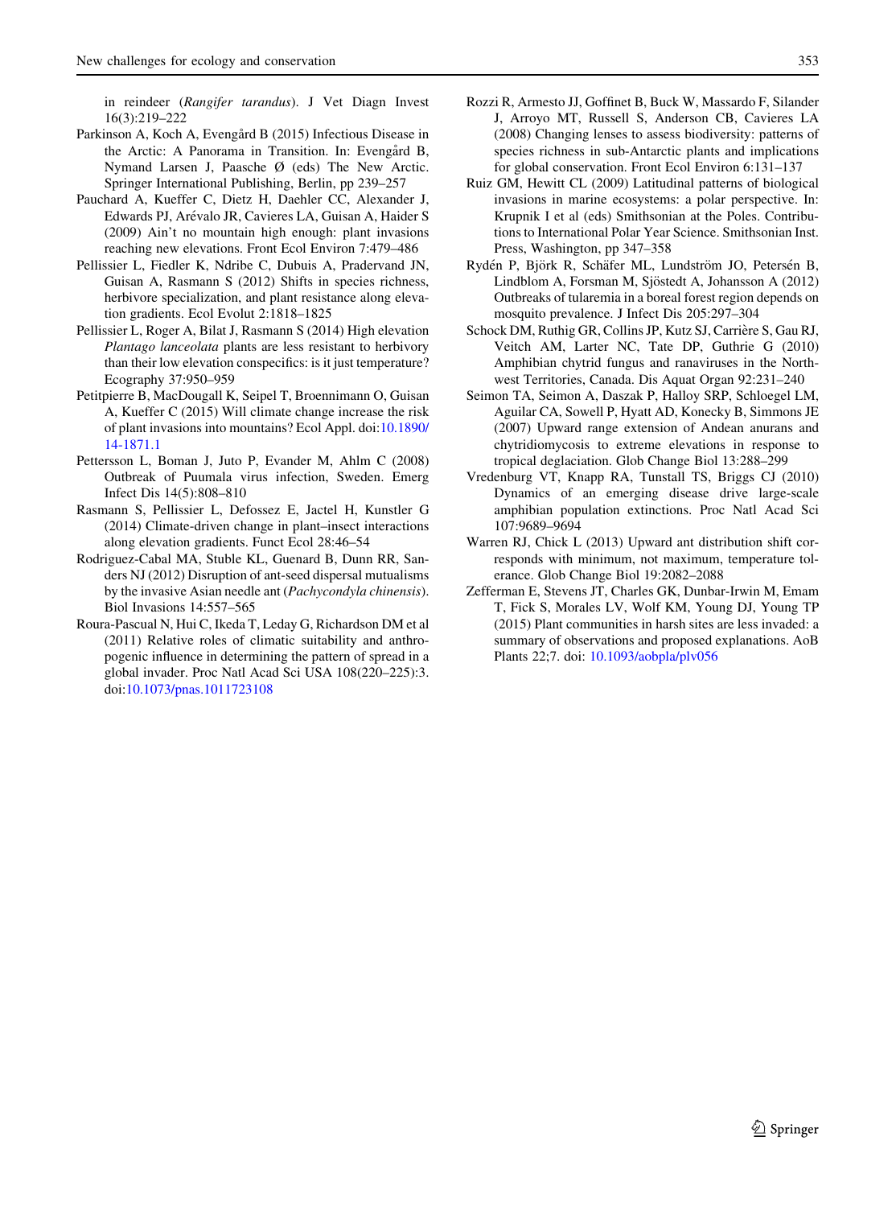in reindeer (*Rangifer tarandus*). J Vet Diagn Invest 16(3):219–222

Parkinson A, Koch A, Evengård B (2015) Infectious Disease in the Arctic: A Panorama in Transition. In: Evengård B, Nymand Larsen J, Paasche Ø (eds) The New Arctic. Springer International Publishing, Berlin, pp 239–257

Pauchard A, Kueffer C, Dietz H, Daehler CC, Alexander J, Edwards PJ, Arévalo JR, Cavieres LA, Guisan A, Haider S (2009) Ain't no mountain high enough: plant invasions reaching new elevations. Front Ecol Environ 7:479–486

Pellissier L, Fiedler K, Ndribe C, Dubuis A, Pradervand JN, Guisan A, Rasmann S (2012) Shifts in species richness, herbivore specialization, and plant resistance along elevation gradients. Ecol Evolut 2:1818–1825

Pellissier L, Roger A, Bilat J, Rasmann S (2014) High elevation *Plantago lanceolata* plants are less resistant to herbivory than their low elevation conspecifics: is it just temperature? Ecography 37:950–959

Petitpierre B, MacDougall K, Seipel T, Broennimann O, Guisan A, Kueffer C (2015) Will climate change increase the risk of plant invasions into mountains? Ecol Appl. doi:10.1890/14-1871.1

Pettersson L, Boman J, Juto P, Evander M, Ahlm C (2008) Outbreak of Puumala virus infection, Sweden. Emerg Infect Dis 14(5):808–810

Rasmann S, Pellissier L, Defossez E, Jactel H, Kunstler G (2014) Climate-driven change in plant–insect interactions along elevation gradients. Funct Ecol 28:46–54

Rodriguez-Cabal MA, Stuble KL, Guenard B, Dunn RR, Sanders NJ (2012) Disruption of ant-seed dispersal mutualisms by the invasive Asian needle ant (*Pachycondyla chinensis*). Biol Invasions 14:557–565

Roura-Pascual N, Hui C, Ikeda T, Leday G, Richardson DM et al (2011) Relative roles of climatic suitability and anthropogenic influence in determining the pattern of spread in a global invader. Proc Natl Acad Sci USA 108(220–225):3. doi:10.1073/pnas.1011723108

Rozzi R, Armesto JJ, Goffinet B, Buck W, Massardo F, Silander J, Arroyo MT, Russell S, Anderson CB, Cavieres LA (2008) Changing lenses to assess biodiversity: patterns of species richness in sub-Antarctic plants and implications for global conservation. Front Ecol Environ 6:131–137

Ruiz GM, Hewitt CL (2009) Latitudinal patterns of biological invasions in marine ecosystems: a polar perspective. In: Krupnik I et al (eds) Smithsonian at the Poles. Contributions to International Polar Year Science. Smithsonian Inst. Press, Washington, pp 347–358

Rydén P, Björk R, Schäfer ML, Lundström JO, Petersén B, Lindblom A, Forsman M, Sjöstedt A, Johansson A (2012) Outbreaks of tularemia in a boreal forest region depends on mosquito prevalence. J Infect Dis 205:297–304

Schock DM, Ruthig GR, Collins JP, Kutz SJ, Carrière S, Gau RJ, Veitch AM, Larter NC, Tate DP, Guthrie G (2010) Amphibian chytrid fungus and ranaviruses in the Northwest Territories, Canada. Dis Aquat Organ 92:231–240

Seimon TA, Seimon A, Daszak P, Halloy SRP, Schloegel LM, Aguilar CA, Sowell P, Hyatt AD, Konecky B, Simmons JE (2007) Upward range extension of Andean anurans and chytridiomycosis to extreme elevations in response to tropical deglaciation. Glob Change Biol 13:288–299

Vredenburg VT, Knapp RA, Tunstall TS, Briggs CJ (2010) Dynamics of an emerging disease drive large-scale amphibian population extinctions. Proc Natl Acad Sci 107:9689–9694

Warren RJ, Chick L (2013) Upward ant distribution shift corresponds with minimum, not maximum, temperature tolerance. Glob Change Biol 19:2082–2088

Zefferman E, Stevens JT, Charles GK, Dunbar-Irwin M, Emam T, Fick S, Morales LV, Wolf KM, Young DJ, Young TP (2015) Plant communities in harsh sites are less invaded: a summary of observations and proposed explanations. AoB Plants 22;7. doi: 10.1093/aobpla/plv056